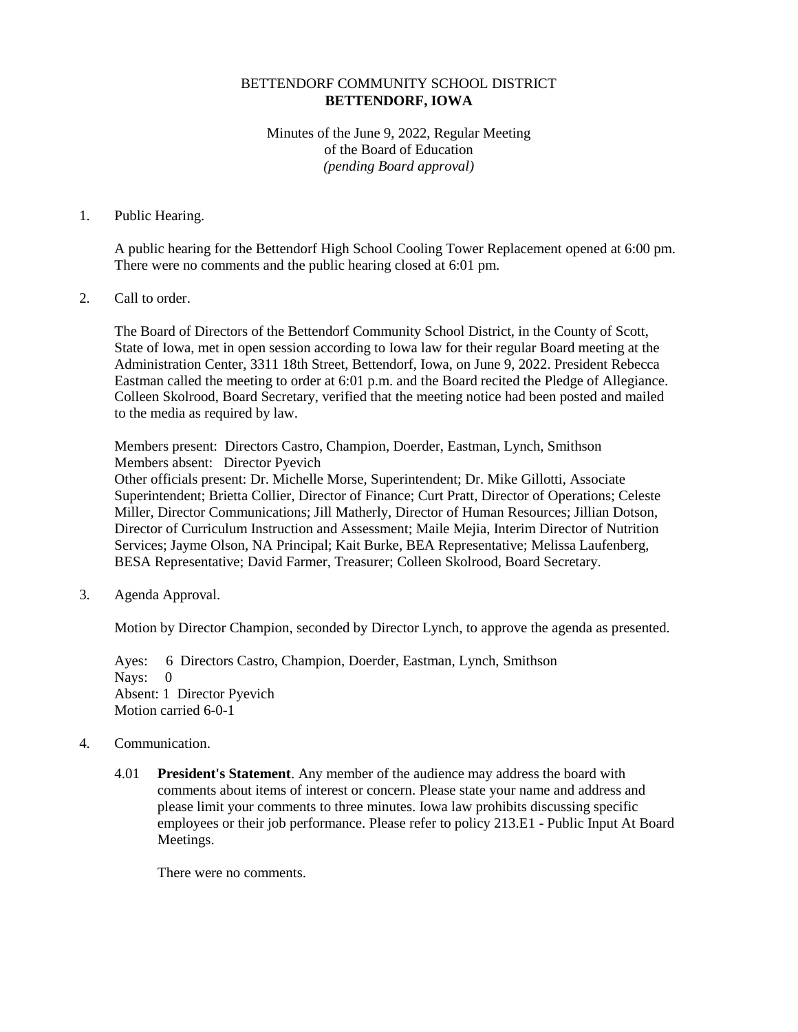BETTENDORF COMMUNITY SCHOOL DISTRICT
**BETTENDORF, IOWA**

Minutes of the June 9, 2022, Regular Meeting
of the Board of Education
*(pending Board approval)*

1. Public Hearing.

   A public hearing for the Bettendorf High School Cooling Tower Replacement opened at 6:00 pm. There were no comments and the public hearing closed at 6:01 pm.

2. Call to order.

   The Board of Directors of the Bettendorf Community School District, in the County of Scott, State of Iowa, met in open session according to Iowa law for their regular Board meeting at the Administration Center, 3311 18th Street, Bettendorf, Iowa, on June 9, 2022. President Rebecca Eastman called the meeting to order at 6:01 p.m. and the Board recited the Pledge of Allegiance. Colleen Skolrood, Board Secretary, verified that the meeting notice had been posted and mailed to the media as required by law.

   Members present: Directors Castro, Champion, Doerder, Eastman, Lynch, Smithson
   Members absent: Director Pyevich
   Other officials present: Dr. Michelle Morse, Superintendent; Dr. Mike Gillotti, Associate Superintendent; Brietta Collier, Director of Finance; Curt Pratt, Director of Operations; Celeste Miller, Director Communications; Jill Matherly, Director of Human Resources; Jillian Dotson, Director of Curriculum Instruction and Assessment; Maile Mejia, Interim Director of Nutrition Services; Jayme Olson, NA Principal; Kait Burke, BEA Representative; Melissa Laufenberg, BESA Representative; David Farmer, Treasurer; Colleen Skolrood, Board Secretary.

3. Agenda Approval.

   Motion by Director Champion, seconded by Director Lynch, to approve the agenda as presented.

   Ayes: 6 Directors Castro, Champion, Doerder, Eastman, Lynch, Smithson
   Nays: 0
   Absent: 1 Director Pyevich
   Motion carried 6-0-1

4. Communication.

   4.01 **President's Statement**. Any member of the audience may address the board with comments about items of interest or concern. Please state your name and address and please limit your comments to three minutes. Iowa law prohibits discussing specific employees or their job performance. Please refer to policy 213.E1 - Public Input At Board Meetings.

   There were no comments.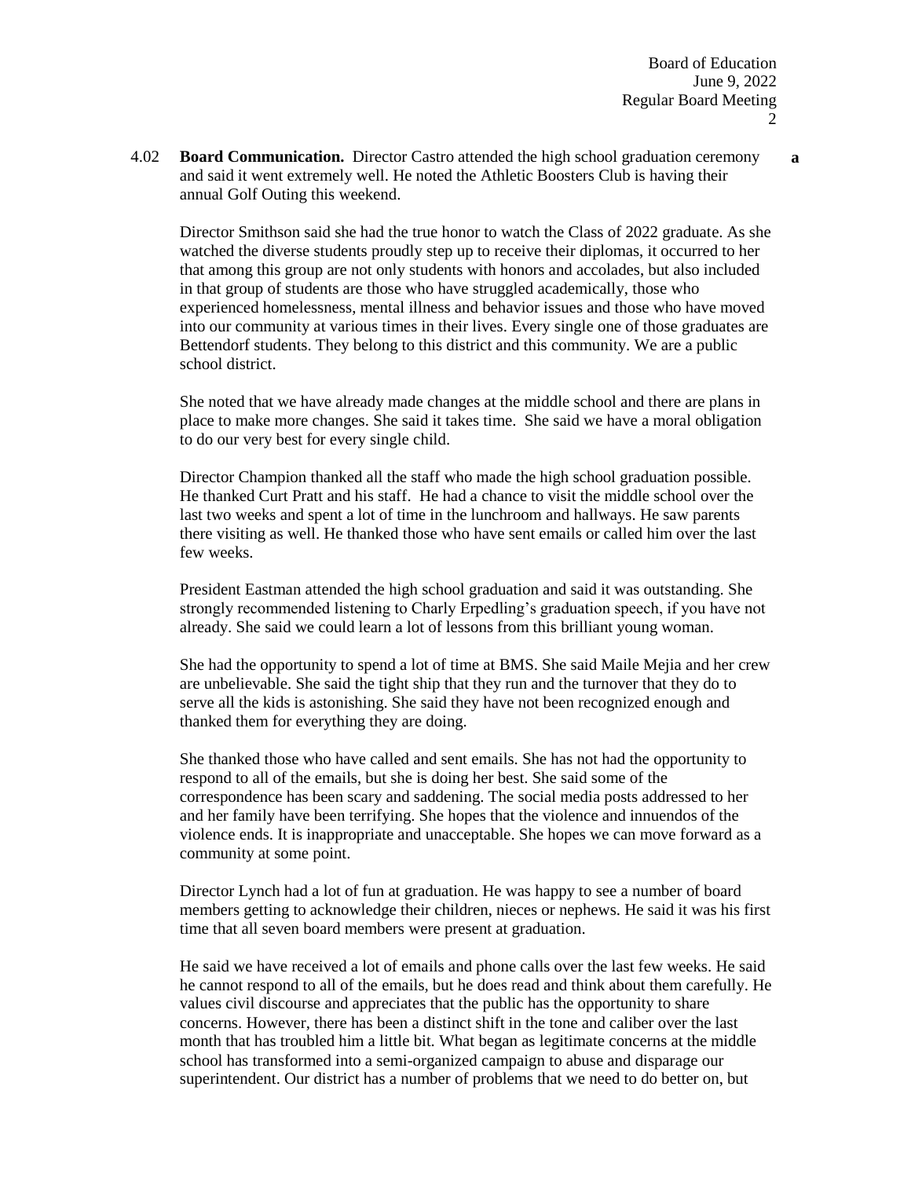4.02 **Board Communication.** Director Castro attended the high school graduation ceremony and said it went extremely well. He noted the Athletic Boosters Club is having their annual Golf Outing this weekend.

**a**

Director Smithson said she had the true honor to watch the Class of 2022 graduate. As she watched the diverse students proudly step up to receive their diplomas, it occurred to her that among this group are not only students with honors and accolades, but also included in that group of students are those who have struggled academically, those who experienced homelessness, mental illness and behavior issues and those who have moved into our community at various times in their lives. Every single one of those graduates are Bettendorf students. They belong to this district and this community. We are a public school district.

She noted that we have already made changes at the middle school and there are plans in place to make more changes. She said it takes time. She said we have a moral obligation to do our very best for every single child.

Director Champion thanked all the staff who made the high school graduation possible. He thanked Curt Pratt and his staff. He had a chance to visit the middle school over the last two weeks and spent a lot of time in the lunchroom and hallways. He saw parents there visiting as well. He thanked those who have sent emails or called him over the last few weeks.

President Eastman attended the high school graduation and said it was outstanding. She strongly recommended listening to Charly Erpedling's graduation speech, if you have not already. She said we could learn a lot of lessons from this brilliant young woman.

She had the opportunity to spend a lot of time at BMS. She said Maile Mejia and her crew are unbelievable. She said the tight ship that they run and the turnover that they do to serve all the kids is astonishing. She said they have not been recognized enough and thanked them for everything they are doing.

She thanked those who have called and sent emails. She has not had the opportunity to respond to all of the emails, but she is doing her best. She said some of the correspondence has been scary and saddening. The social media posts addressed to her and her family have been terrifying. She hopes that the violence and innuendos of the violence ends. It is inappropriate and unacceptable. She hopes we can move forward as a community at some point.

Director Lynch had a lot of fun at graduation. He was happy to see a number of board members getting to acknowledge their children, nieces or nephews. He said it was his first time that all seven board members were present at graduation.

He said we have received a lot of emails and phone calls over the last few weeks. He said he cannot respond to all of the emails, but he does read and think about them carefully. He values civil discourse and appreciates that the public has the opportunity to share concerns. However, there has been a distinct shift in the tone and caliber over the last month that has troubled him a little bit. What began as legitimate concerns at the middle school has transformed into a semi-organized campaign to abuse and disparage our superintendent. Our district has a number of problems that we need to do better on, but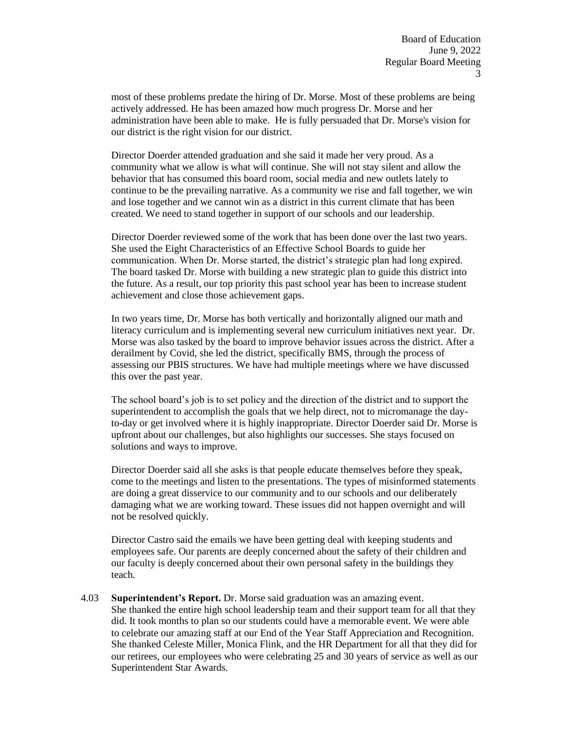most of these problems predate the hiring of Dr. Morse. Most of these problems are being actively addressed. He has been amazed how much progress Dr. Morse and her administration have been able to make. He is fully persuaded that Dr. Morse's vision for our district is the right vision for our district.

Director Doerder attended graduation and she said it made her very proud. As a community what we allow is what will continue. She will not stay silent and allow the behavior that has consumed this board room, social media and new outlets lately to continue to be the prevailing narrative. As a community we rise and fall together, we win and lose together and we cannot win as a district in this current climate that has been created. We need to stand together in support of our schools and our leadership.

Director Doerder reviewed some of the work that has been done over the last two years. She used the Eight Characteristics of an Effective School Boards to guide her communication. When Dr. Morse started, the district's strategic plan had long expired. The board tasked Dr. Morse with building a new strategic plan to guide this district into the future. As a result, our top priority this past school year has been to increase student achievement and close those achievement gaps.

In two years time, Dr. Morse has both vertically and horizontally aligned our math and literacy curriculum and is implementing several new curriculum initiatives next year. Dr. Morse was also tasked by the board to improve behavior issues across the district. After a derailment by Covid, she led the district, specifically BMS, through the process of assessing our PBIS structures. We have had multiple meetings where we have discussed this over the past year.

The school board's job is to set policy and the direction of the district and to support the superintendent to accomplish the goals that we help direct, not to micromanage the day-to-day or get involved where it is highly inappropriate. Director Doerder said Dr. Morse is upfront about our challenges, but also highlights our successes. She stays focused on solutions and ways to improve.

Director Doerder said all she asks is that people educate themselves before they speak, come to the meetings and listen to the presentations. The types of misinformed statements are doing a great disservice to our community and to our schools and our deliberately damaging what we are working toward. These issues did not happen overnight and will not be resolved quickly.

Director Castro said the emails we have been getting deal with keeping students and employees safe. Our parents are deeply concerned about the safety of their children and our faculty is deeply concerned about their own personal safety in the buildings they teach.

4.03 **Superintendent's Report.** Dr. Morse said graduation was an amazing event. She thanked the entire high school leadership team and their support team for all that they did. It took months to plan so our students could have a memorable event. We were able to celebrate our amazing staff at our End of the Year Staff Appreciation and Recognition. She thanked Celeste Miller, Monica Flink, and the HR Department for all that they did for our retirees, our employees who were celebrating 25 and 30 years of service as well as our Superintendent Star Awards.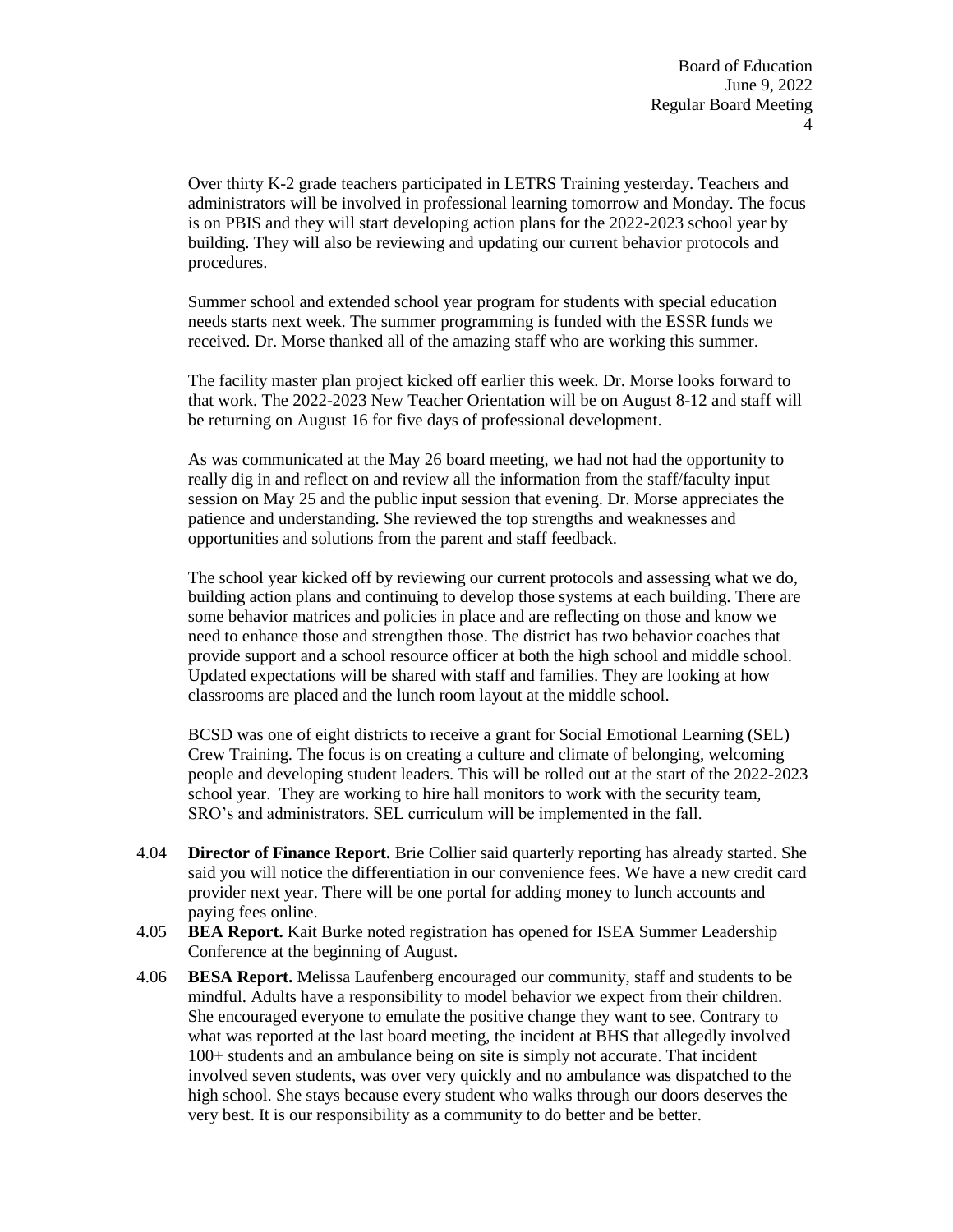Over thirty K-2 grade teachers participated in LETRS Training yesterday. Teachers and administrators will be involved in professional learning tomorrow and Monday. The focus is on PBIS and they will start developing action plans for the 2022-2023 school year by building. They will also be reviewing and updating our current behavior protocols and procedures.

Summer school and extended school year program for students with special education needs starts next week. The summer programming is funded with the ESSR funds we received. Dr. Morse thanked all of the amazing staff who are working this summer.

The facility master plan project kicked off earlier this week. Dr. Morse looks forward to that work. The 2022-2023 New Teacher Orientation will be on August 8-12 and staff will be returning on August 16 for five days of professional development.

As was communicated at the May 26 board meeting, we had not had the opportunity to really dig in and reflect on and review all the information from the staff/faculty input session on May 25 and the public input session that evening. Dr. Morse appreciates the patience and understanding. She reviewed the top strengths and weaknesses and opportunities and solutions from the parent and staff feedback.

The school year kicked off by reviewing our current protocols and assessing what we do, building action plans and continuing to develop those systems at each building. There are some behavior matrices and policies in place and are reflecting on those and know we need to enhance those and strengthen those. The district has two behavior coaches that provide support and a school resource officer at both the high school and middle school. Updated expectations will be shared with staff and families. They are looking at how classrooms are placed and the lunch room layout at the middle school.

BCSD was one of eight districts to receive a grant for Social Emotional Learning (SEL) Crew Training. The focus is on creating a culture and climate of belonging, welcoming people and developing student leaders. This will be rolled out at the start of the 2022-2023 school year. They are working to hire hall monitors to work with the security team, SRO's and administrators. SEL curriculum will be implemented in the fall.

4.04 **Director of Finance Report.** Brie Collier said quarterly reporting has already started. She said you will notice the differentiation in our convenience fees. We have a new credit card provider next year. There will be one portal for adding money to lunch accounts and paying fees online.

4.05 **BEA Report.** Kait Burke noted registration has opened for ISEA Summer Leadership Conference at the beginning of August.

4.06 **BESA Report.** Melissa Laufenberg encouraged our community, staff and students to be mindful. Adults have a responsibility to model behavior we expect from their children. She encouraged everyone to emulate the positive change they want to see. Contrary to what was reported at the last board meeting, the incident at BHS that allegedly involved 100+ students and an ambulance being on site is simply not accurate. That incident involved seven students, was over very quickly and no ambulance was dispatched to the high school. She stays because every student who walks through our doors deserves the very best. It is our responsibility as a community to do better and be better.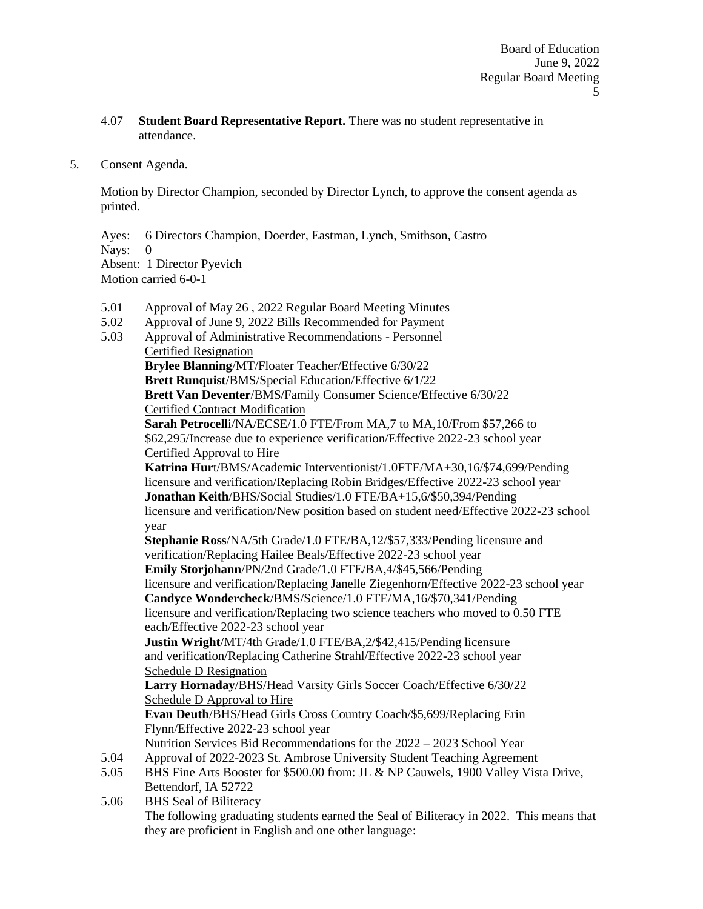4.07 **Student Board Representative Report.** There was no student representative in attendance.

5. Consent Agenda.

Motion by Director Champion, seconded by Director Lynch, to approve the consent agenda as printed.

Ayes: 6 Directors Champion, Doerder, Eastman, Lynch, Smithson, Castro
Nays: 0
Absent: 1 Director Pyevich
Motion carried 6-0-1

5.01 Approval of May 26 , 2022 Regular Board Meeting Minutes
5.02 Approval of June 9, 2022 Bills Recommended for Payment
5.03 Approval of Administrative Recommendations - Personnel

Certified Resignation

**Brylee Blanning**/MT/Floater Teacher/Effective 6/30/22
**Brett Runquist**/BMS/Special Education/Effective 6/1/22
**Brett Van Deventer**/BMS/Family Consumer Science/Effective 6/30/22

Certified Contract Modification

**Sarah Petrocelli**/NA/ECSE/1.0 FTE/From MA,7 to MA,10/From $57,266 to $62,295/Increase due to experience verification/Effective 2022-23 school year

Certified Approval to Hire

**Katrina Hurt**/BMS/Academic Interventionist/1.0FTE/MA+30,16/$74,699/Pending licensure and verification/Replacing Robin Bridges/Effective 2022-23 school year
**Jonathan Keith**/BHS/Social Studies/1.0 FTE/BA+15,6/$50,394/Pending licensure and verification/New position based on student need/Effective 2022-23 school year
**Stephanie Ross**/NA/5th Grade/1.0 FTE/BA,12/$57,333/Pending licensure and verification/Replacing Hailee Beals/Effective 2022-23 school year
**Emily Storjohann**/PN/2nd Grade/1.0 FTE/BA,4/$45,566/Pending licensure and verification/Replacing Janelle Ziegenhorn/Effective 2022-23 school year
**Candyce Wondercheck**/BMS/Science/1.0 FTE/MA,16/$70,341/Pending licensure and verification/Replacing two science teachers who moved to 0.50 FTE each/Effective 2022-23 school year
**Justin Wright**/MT/4th Grade/1.0 FTE/BA,2/$42,415/Pending licensure and verification/Replacing Catherine Strahl/Effective 2022-23 school year

Schedule D Resignation

**Larry Hornaday**/BHS/Head Varsity Girls Soccer Coach/Effective 6/30/22

Schedule D Approval to Hire

**Evan Deuth**/BHS/Head Girls Cross Country Coach/$5,699/Replacing Erin Flynn/Effective 2022-23 school year

Nutrition Services Bid Recommendations for the 2022 – 2023 School Year

5.04 Approval of 2022-2023 St. Ambrose University Student Teaching Agreement
5.05 BHS Fine Arts Booster for $500.00 from: JL & NP Cauwels, 1900 Valley Vista Drive, Bettendorf, IA 52722
5.06 BHS Seal of Biliteracy

The following graduating students earned the Seal of Biliteracy in 2022. This means that they are proficient in English and one other language: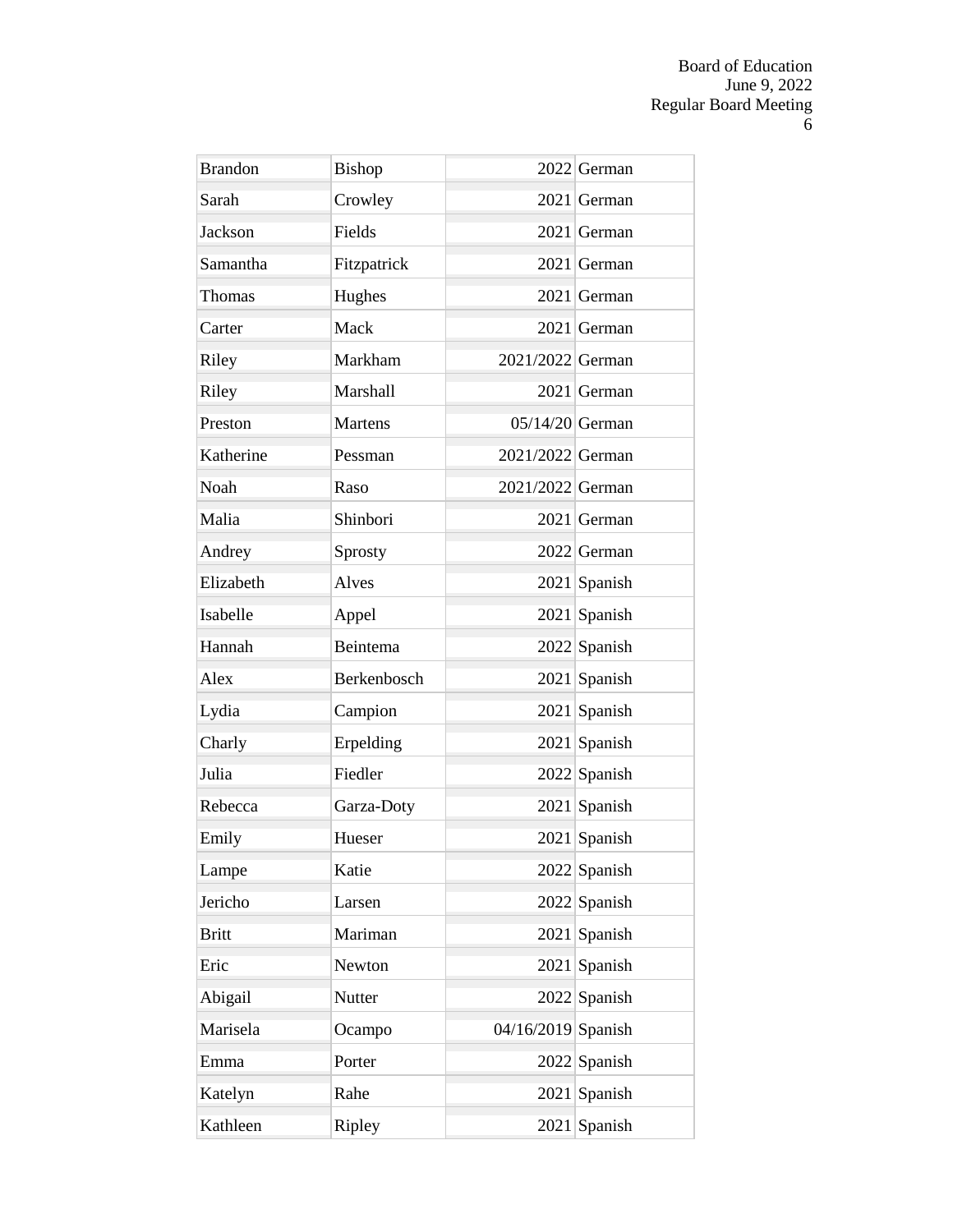| Brandon | Bishop | 2022 | German |
|---|---|---|---|
| Sarah | Crowley | 2021 | German |
| Jackson | Fields | 2021 | German |
| Samantha | Fitzpatrick | 2021 | German |
| Thomas | Hughes | 2021 | German |
| Carter | Mack | 2021 | German |
| Riley | Markham | 2021/2022 | German |
| Riley | Marshall | 2021 | German |
| Preston | Martens | 05/14/20 | German |
| Katherine | Pessman | 2021/2022 | German |
| Noah | Raso | 2021/2022 | German |
| Malia | Shinbori | 2021 | German |
| Andrey | Sprosty | 2022 | German |
| Elizabeth | Alves | 2021 | Spanish |
| Isabelle | Appel | 2021 | Spanish |
| Hannah | Beintema | 2022 | Spanish |
| Alex | Berkenbosch | 2021 | Spanish |
| Lydia | Campion | 2021 | Spanish |
| Charly | Erpelding | 2021 | Spanish |
| Julia | Fiedler | 2022 | Spanish |
| Rebecca | Garza-Doty | 2021 | Spanish |
| Emily | Hueser | 2021 | Spanish |
| Lampe | Katie | 2022 | Spanish |
| Jericho | Larsen | 2022 | Spanish |
| Britt | Mariman | 2021 | Spanish |
| Eric | Newton | 2021 | Spanish |
| Abigail | Nutter | 2022 | Spanish |
| Marisela | Ocampo | 04/16/2019 | Spanish |
| Emma | Porter | 2022 | Spanish |
| Katelyn | Rahe | 2021 | Spanish |
| Kathleen | Ripley | 2021 | Spanish |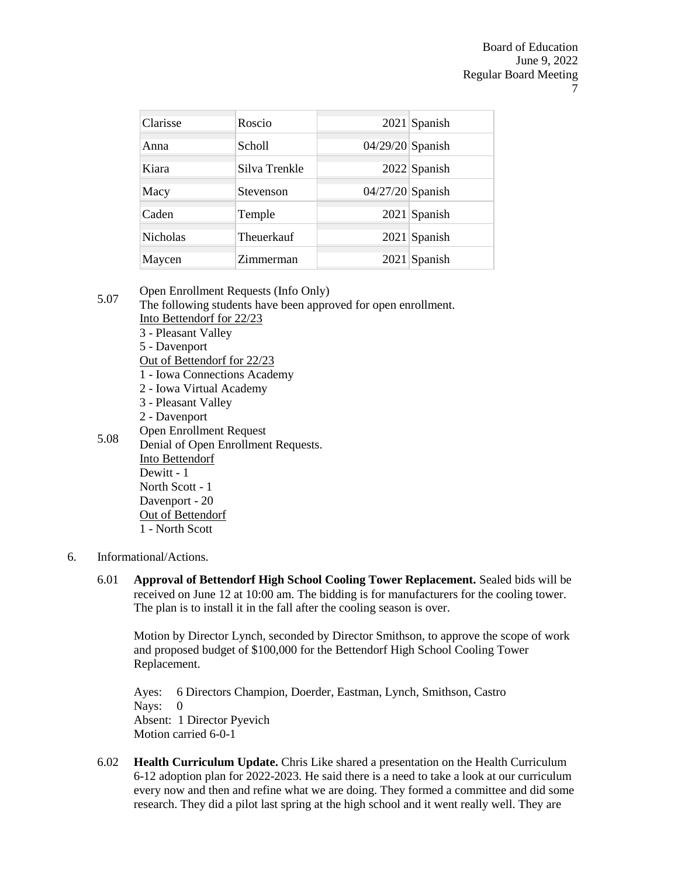| Clarisse | Roscio | 2021 | Spanish |
| --- | --- | --- | --- |
| Anna | Scholl | 04/29/20 | Spanish |
| Kiara | Silva Trenkle | 2022 | Spanish |
| Macy | Stevenson | 04/27/20 | Spanish |
| Caden | Temple | 2021 | Spanish |
| Nicholas | Theuerkauf | 2021 | Spanish |
| Maycen | Zimmerman | 2021 | Spanish |

5.07 Open Enrollment Requests (Info Only)
The following students have been approved for open enrollment.
Into Bettendorf for 22/23
3 - Pleasant Valley
5 - Davenport
Out of Bettendorf for 22/23
1 - Iowa Connections Academy
2 - Iowa Virtual Academy
3 - Pleasant Valley
2 - Davenport

5.08 Open Enrollment Request
Denial of Open Enrollment Requests.
Into Bettendorf
Dewitt - 1
North Scott - 1
Davenport - 20
Out of Bettendorf
1 - North Scott

6. Informational/Actions.

6.01 **Approval of Bettendorf High School Cooling Tower Replacement.** Sealed bids will be received on June 12 at 10:00 am. The bidding is for manufacturers for the cooling tower. The plan is to install it in the fall after the cooling season is over.

Motion by Director Lynch, seconded by Director Smithson, to approve the scope of work and proposed budget of $100,000 for the Bettendorf High School Cooling Tower Replacement.

Ayes: 6 Directors Champion, Doerder, Eastman, Lynch, Smithson, Castro
Nays: 0
Absent: 1 Director Pyevich
Motion carried 6-0-1

6.02 **Health Curriculum Update.** Chris Like shared a presentation on the Health Curriculum 6-12 adoption plan for 2022-2023. He said there is a need to take a look at our curriculum every now and then and refine what we are doing. They formed a committee and did some research. They did a pilot last spring at the high school and it went really well. They are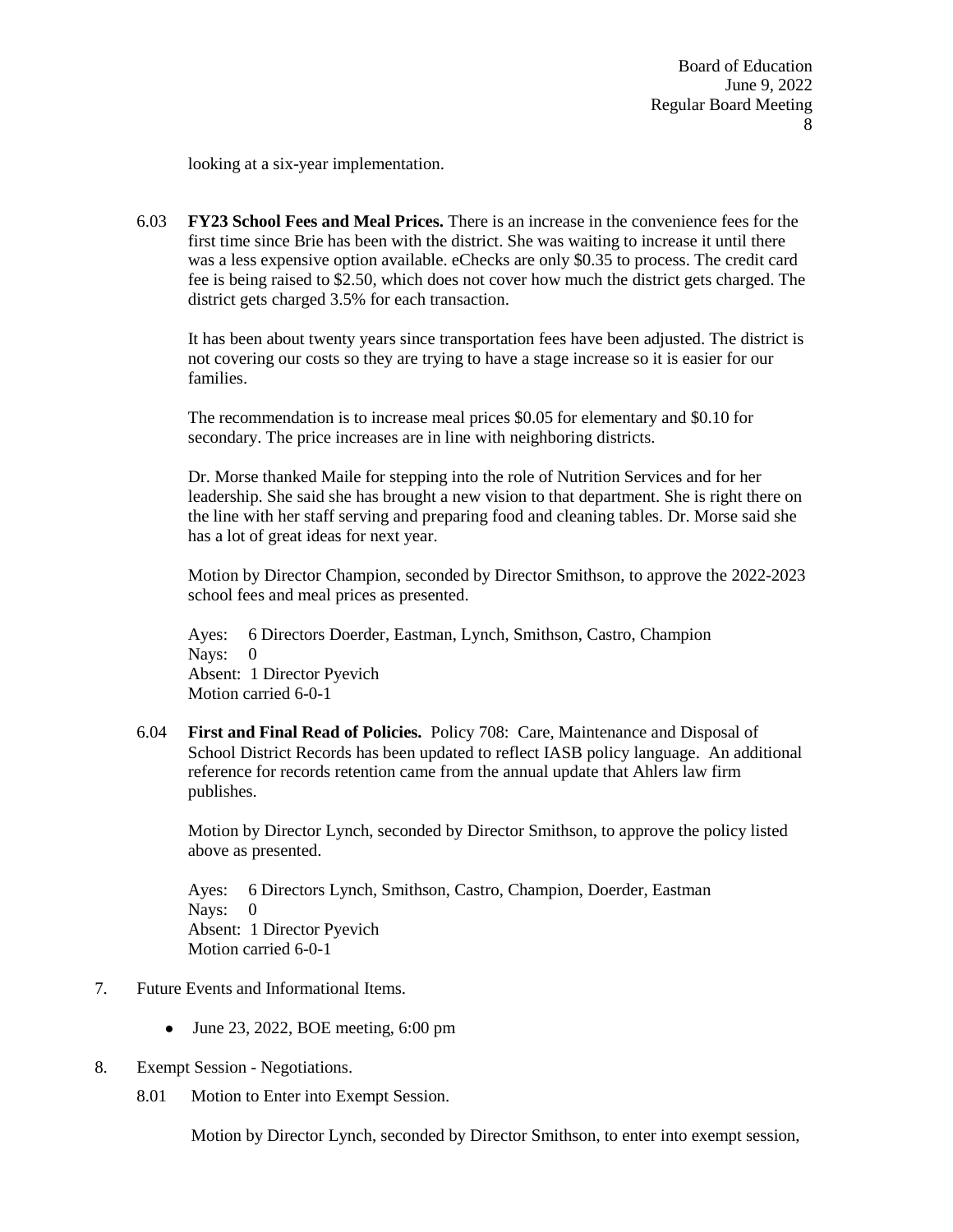looking at a six-year implementation.

6.03 **FY23 School Fees and Meal Prices.** There is an increase in the convenience fees for the first time since Brie has been with the district. She was waiting to increase it until there was a less expensive option available. eChecks are only $0.35 to process. The credit card fee is being raised to $2.50, which does not cover how much the district gets charged. The district gets charged 3.5% for each transaction.

It has been about twenty years since transportation fees have been adjusted. The district is not covering our costs so they are trying to have a stage increase so it is easier for our families.

The recommendation is to increase meal prices $0.05 for elementary and $0.10 for secondary. The price increases are in line with neighboring districts.

Dr. Morse thanked Maile for stepping into the role of Nutrition Services and for her leadership. She said she has brought a new vision to that department. She is right there on the line with her staff serving and preparing food and cleaning tables. Dr. Morse said she has a lot of great ideas for next year.

Motion by Director Champion, seconded by Director Smithson, to approve the 2022-2023 school fees and meal prices as presented.

Ayes: 6 Directors Doerder, Eastman, Lynch, Smithson, Castro, Champion
Nays: 0
Absent: 1 Director Pyevich
Motion carried 6-0-1

6.04 **First and Final Read of Policies.** Policy 708: Care, Maintenance and Disposal of School District Records has been updated to reflect IASB policy language. An additional reference for records retention came from the annual update that Ahlers law firm publishes.

Motion by Director Lynch, seconded by Director Smithson, to approve the policy listed above as presented.

Ayes: 6 Directors Lynch, Smithson, Castro, Champion, Doerder, Eastman
Nays: 0
Absent: 1 Director Pyevich
Motion carried 6-0-1

7. Future Events and Informational Items.

- June 23, 2022, BOE meeting, 6:00 pm

8. Exempt Session - Negotiations.

8.01 Motion to Enter into Exempt Session.

Motion by Director Lynch, seconded by Director Smithson, to enter into exempt session,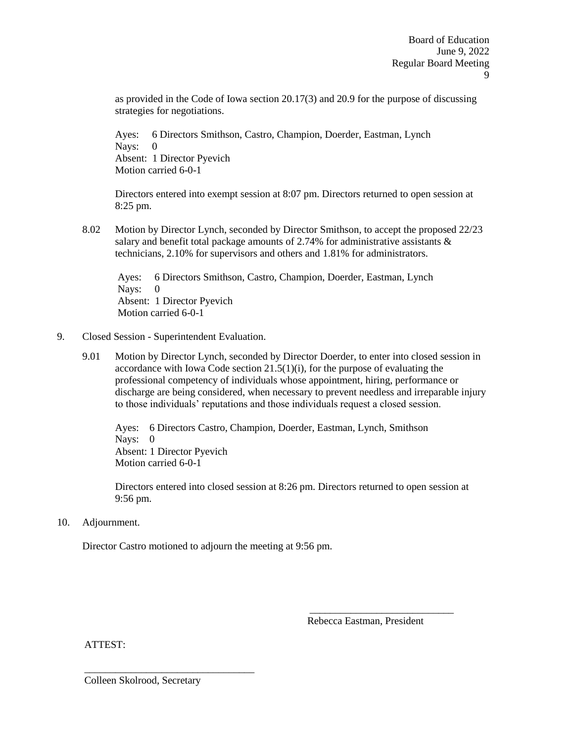as provided in the Code of Iowa section 20.17(3) and 20.9 for the purpose of discussing strategies for negotiations.

Ayes: 6 Directors Smithson, Castro, Champion, Doerder, Eastman, Lynch
Nays: 0
Absent: 1 Director Pyevich
Motion carried 6-0-1

Directors entered into exempt session at 8:07 pm. Directors returned to open session at 8:25 pm.

8.02 Motion by Director Lynch, seconded by Director Smithson, to accept the proposed 22/23 salary and benefit total package amounts of 2.74% for administrative assistants & technicians, 2.10% for supervisors and others and 1.81% for administrators.

Ayes: 6 Directors Smithson, Castro, Champion, Doerder, Eastman, Lynch
Nays: 0
Absent: 1 Director Pyevich
Motion carried 6-0-1

9. Closed Session - Superintendent Evaluation.

9.01 Motion by Director Lynch, seconded by Director Doerder, to enter into closed session in accordance with Iowa Code section 21.5(1)(i), for the purpose of evaluating the professional competency of individuals whose appointment, hiring, performance or discharge are being considered, when necessary to prevent needless and irreparable injury to those individuals' reputations and those individuals request a closed session.

Ayes: 6 Directors Castro, Champion, Doerder, Eastman, Lynch, Smithson
Nays: 0
Absent: 1 Director Pyevich
Motion carried 6-0-1

Directors entered into closed session at 8:26 pm. Directors returned to open session at 9:56 pm.

10. Adjournment.

Director Castro motioned to adjourn the meeting at 9:56 pm.

\_\_\_\_\_\_\_\_\_\_\_\_\_\_\_\_\_\_\_\_\_\_\_\_\_\_\_\_\_
Rebecca Eastman, President

ATTEST:

\_\_\_\_\_\_\_\_\_\_\_\_\_\_\_\_\_\_\_\_\_\_\_\_\_\_\_\_\_\_\_\_\_\_
Colleen Skolrood, Secretary